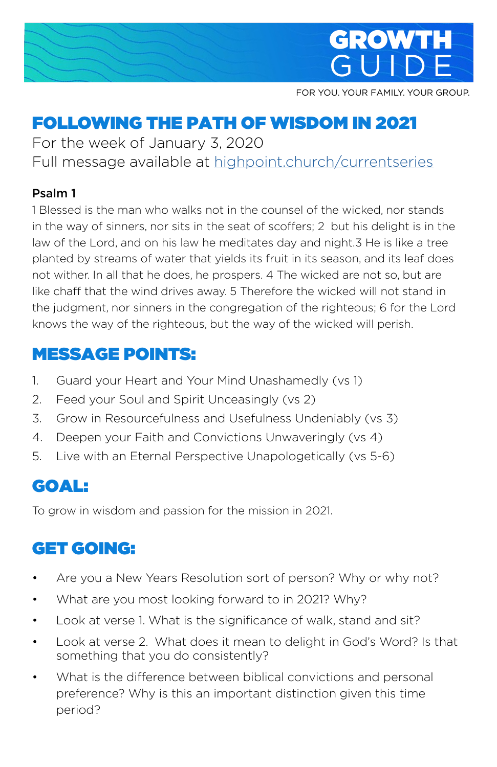# GROWTH GUIDE

FOR YOU. YOUR FAMILY. YOUR GROUP.

## FOLLOWING THE PATH OF WISDOM IN 2021

For the week of January 3, 2020

Full message available at [highpoint.church/currentseries](highpoint.church/currentseries)

**Psalm 1**

1 Blessed is the man who walks not in the counsel of the wicked, nor stands in the way of sinners, nor sits in the seat of scoffers; 2 but his delight is in the law of the Lord, and on his law he meditates day and night.3 He is like a tree planted by streams of water that yields its fruit in its season, and its leaf does not wither. In all that he does, he prospers. 4 The wicked are not so, but are like chaff that the wind drives away. 5 Therefore the wicked will not stand in the judgment, nor sinners in the congregation of the righteous; 6 for the Lord knows the way of the righteous, but the way of the wicked will perish.

## MESSAGE POINTS:

1. Guard your Heart and Your Mind Unashamedly (vs 1)
2. Feed your Soul and Spirit Unceasingly (vs 2)
3. Grow in Resourcefulness and Usefulness Undeniably (vs 3)
4. Deepen your Faith and Convictions Unwaveringly (vs 4)
5. Live with an Eternal Perspective Unapologetically (vs 5-6)

## GOAL:

To grow in wisdom and passion for the mission in 2021.

## GET GOING:

- Are you a New Years Resolution sort of person? Why or why not?
- What are you most looking forward to in 2021? Why?
- Look at verse 1. What is the significance of walk, stand and sit?
- Look at verse 2. What does it mean to delight in God's Word? Is that something that you do consistently?
- What is the difference between biblical convictions and personal preference? Why is this an important distinction given this time period?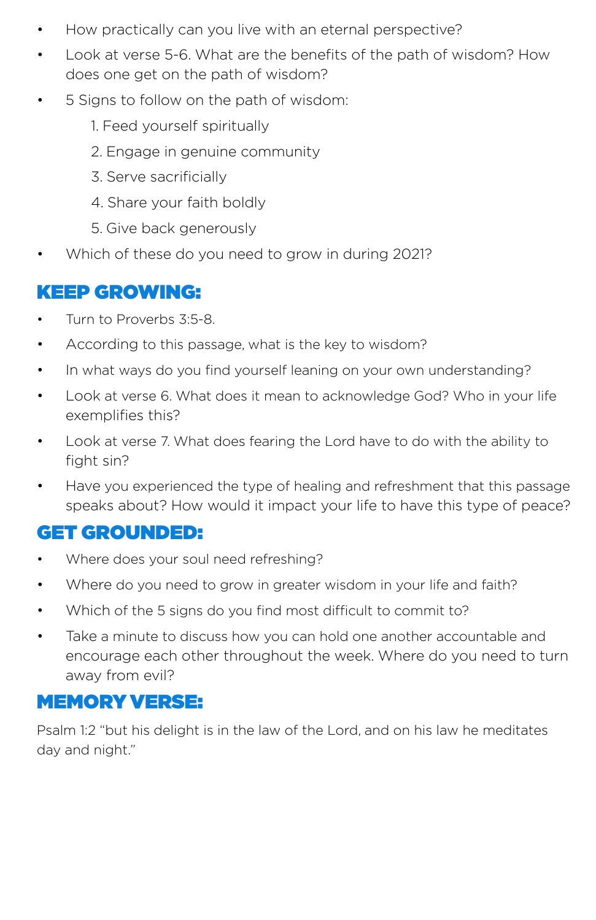- How practically can you live with an eternal perspective?
- Look at verse 5-6. What are the benefits of the path of wisdom? How does one get on the path of wisdom?
- 5 Signs to follow on the path of wisdom:
    1. Feed yourself spiritually
    2. Engage in genuine community
    3. Serve sacrificially
    4. Share your faith boldly
    5. Give back generously
- Which of these do you need to grow in during 2021?

## KEEP GROWING:

- Turn to Proverbs 3:5-8.
- According to this passage, what is the key to wisdom?
- In what ways do you find yourself leaning on your own understanding?
- Look at verse 6. What does it mean to acknowledge God? Who in your life exemplifies this?
- Look at verse 7. What does fearing the Lord have to do with the ability to fight sin?
- Have you experienced the type of healing and refreshment that this passage speaks about? How would it impact your life to have this type of peace?

## GET GROUNDED:

- Where does your soul need refreshing?
- Where do you need to grow in greater wisdom in your life and faith?
- Which of the 5 signs do you find most difficult to commit to?
- Take a minute to discuss how you can hold one another accountable and encourage each other throughout the week. Where do you need to turn away from evil?

## MEMORY VERSE:

Psalm 1:2 "but his delight is in the law of the Lord, and on his law he meditates day and night."